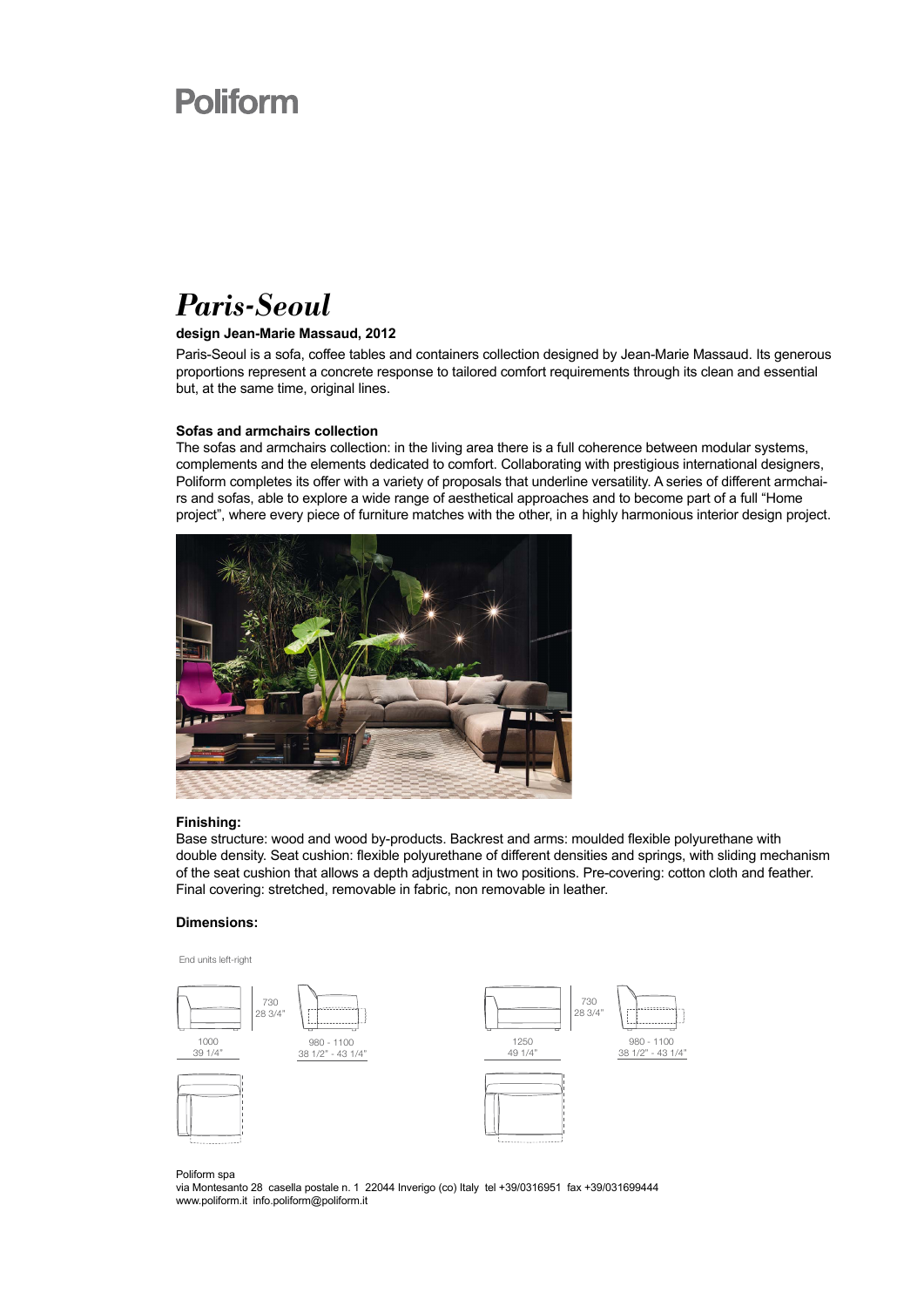# Poliform

## *Paris-Seoul*

**design Jean-Marie Massaud, 2012**

Paris-Seoul is a sofa, coffee tables and containers collection designed by Jean-Marie Massaud. Its generous proportions represent a concrete response to tailored comfort requirements through its clean and essential but, at the same time, original lines.

**Sofas and armchairs collection**

The sofas and armchairs collection: in the living area there is a full coherence between modular systems, complements and the elements dedicated to comfort. Collaborating with prestigious international designers, Poliform completes its offer with a variety of proposals that underline versatility. A series of different armchairs and sofas, able to explore a wide range of aesthetical approaches and to become part of a full "Home project", where every piece of furniture matches with the other, in a highly harmonious interior design project.

**Finishing:**

Base structure: wood and wood by-products. Backrest and arms: moulded flexible polyurethane with double density. Seat cushion: flexible polyurethane of different densities and springs, with sliding mechanism of the seat cushion that allows a depth adjustment in two positions. Pre-covering: cotton cloth and feather. Final covering: stretched, removable in fabric, non removable in leather.

**Dimensions:**

End units left-right

730
28 3/4"

1000
39 1/4"

980 - 1100
38 1/2" - 43 1/4"

730
28 3/4"

1250
49 1/4"

980 - 1100
38 1/2" - 43 1/4"

Poliform spa
via Montesanto 28 casella postale n. 1 22044 Inverigo (co) Italy tel +39/0316951 fax +39/031699444
www.poliform.it info.poliform@poliform.it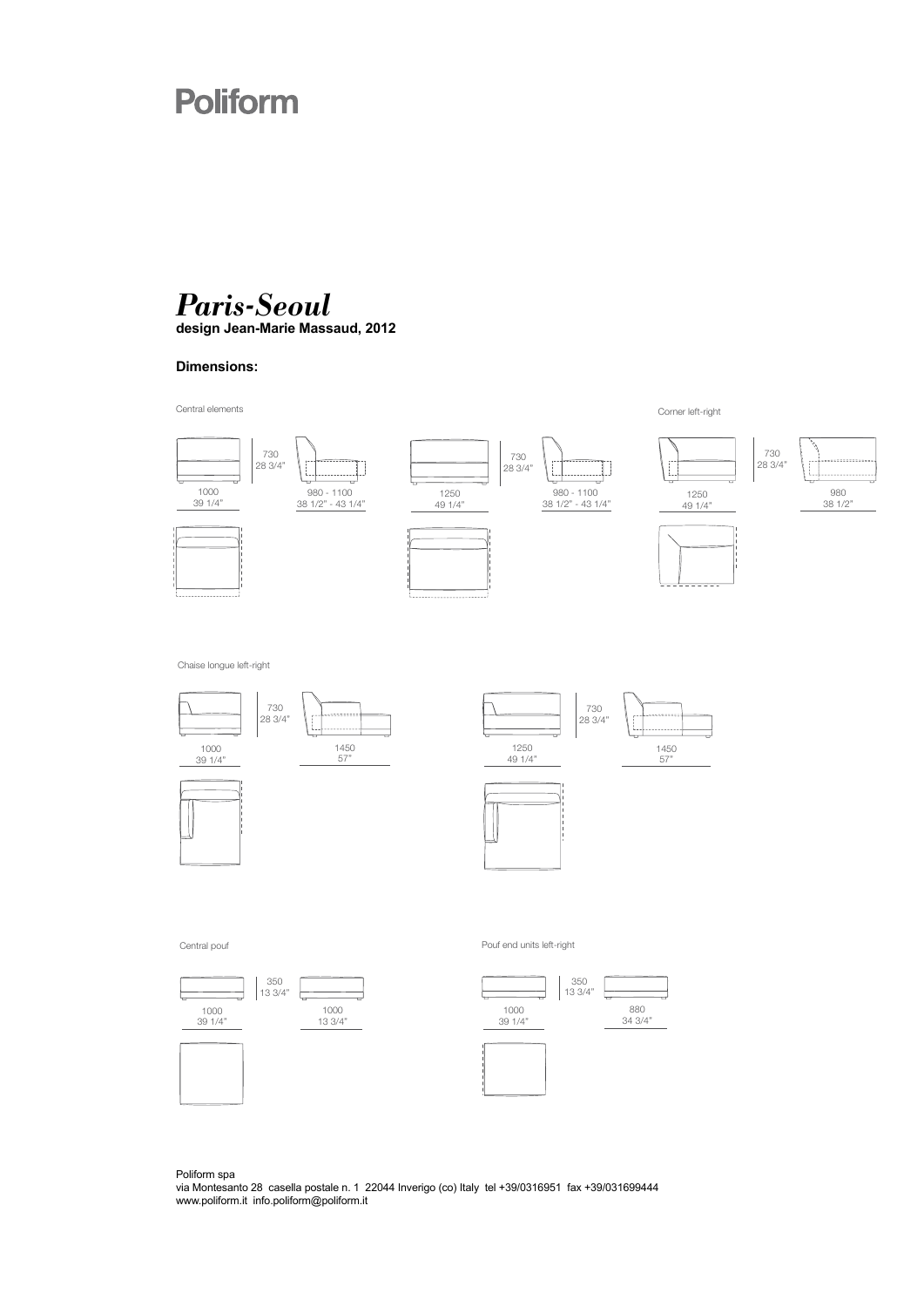# Poliform

## *Paris-Seoul*

**design Jean-Marie Massaud, 2012**

### Dimensions:

Central elements

730
28 3/4"

1000
39 1/4"

980 - 1100
38 1/2" - 43 1/4"

730
28 3/4"

1250
49 1/4"

980 - 1100
38 1/2" - 43 1/4"

Corner left-right

730
28 3/4"

1250
49 1/4"

980
38 1/2"

Chaise longue left-right

730
28 3/4"

1000
39 1/4"

1450
57"

730
28 3/4"

1250
49 1/4"

1450
57"

Central pouf

350
13 3/4"

1000
39 1/4"

1000
13 3/4"

Pouf end units left-right

350
13 3/4"

1000
39 1/4"

880
34 3/4"

Poliform spa
via Montesanto 28 casella postale n. 1 22044 Inverigo (co) Italy tel +39/0316951 fax +39/031699444
www.poliform.it info.poliform@poliform.it